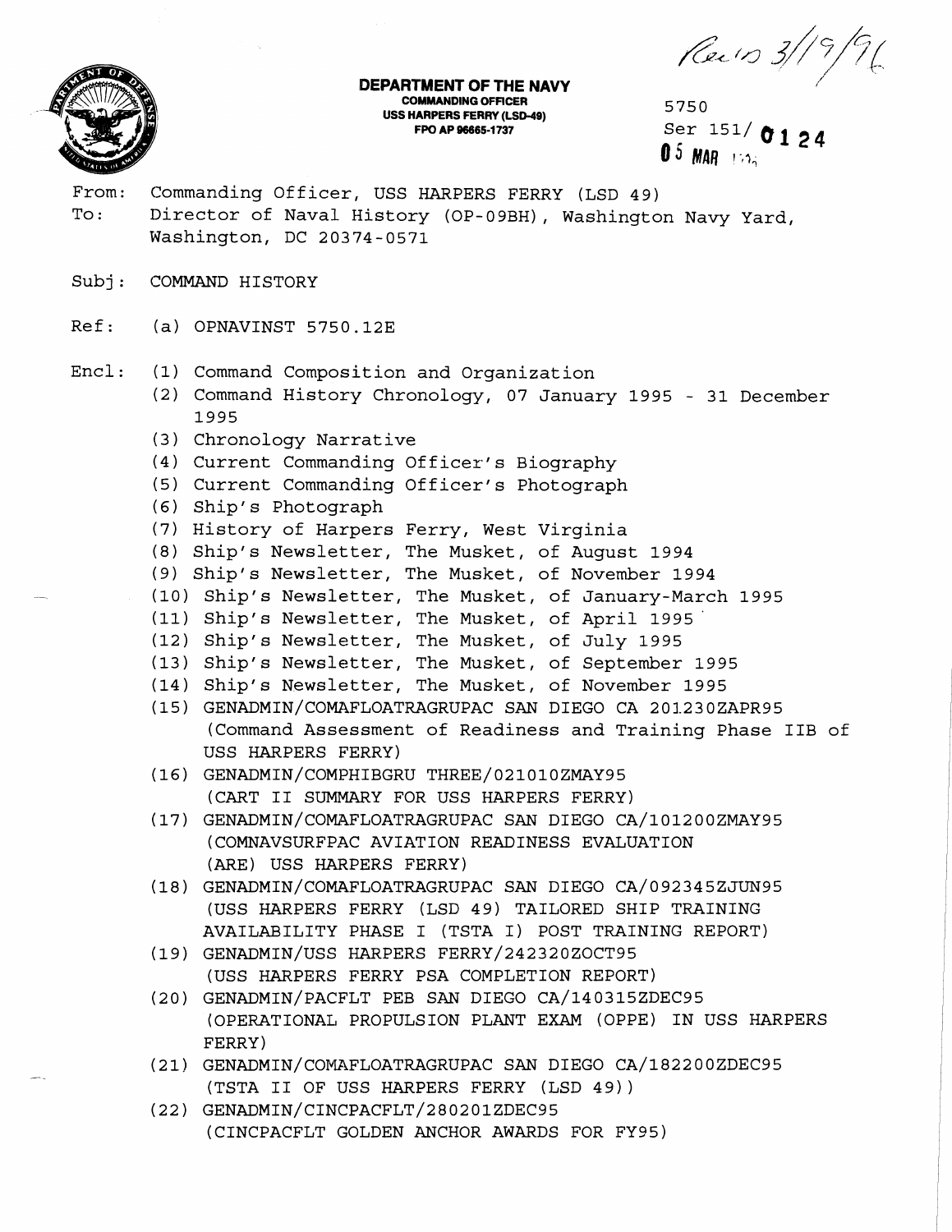Rec'd 3/19/96

**DEPARTMENT OF THE NAVY**
**COMMANDING OFFICER**
**USS HARPERS FERRY (LSD-49)**
**FPO AP 96665-1737**

5750
Ser 151/ 0124
05 MAR 1996

From: Commanding Officer, USS HARPERS FERRY (LSD 49)
To: Director of Naval History (OP-09BH), Washington Navy Yard, Washington, DC 20374-0571

Subj: COMMAND HISTORY

Ref: (a) OPNAVINST 5750.12E

Encl:
(1) Command Composition and Organization
(2) Command History Chronology, 07 January 1995 - 31 December 1995
(3) Chronology Narrative
(4) Current Commanding Officer's Biography
(5) Current Commanding Officer's Photograph
(6) Ship's Photograph
(7) History of Harpers Ferry, West Virginia
(8) Ship's Newsletter, The Musket, of August 1994
(9) Ship's Newsletter, The Musket, of November 1994
(10) Ship's Newsletter, The Musket, of January-March 1995
(11) Ship's Newsletter, The Musket, of April 1995
(12) Ship's Newsletter, The Musket, of July 1995
(13) Ship's Newsletter, The Musket, of September 1995
(14) Ship's Newsletter, The Musket, of November 1995
(15) GENADMIN/COMAFLOATRAGRUPAC SAN DIEGO CA 201230ZAPR95 (Command Assessment of Readiness and Training Phase IIB of USS HARPERS FERRY)
(16) GENADMIN/COMPHIBGRU THREE/021010ZMAY95 (CART II SUMMARY FOR USS HARPERS FERRY)
(17) GENADMIN/COMAFLOATRAGRUPAC SAN DIEGO CA/101200ZMAY95 (COMNAVSURFPAC AVIATION READINESS EVALUATION (ARE) USS HARPERS FERRY)
(18) GENADMIN/COMAFLOATRAGRUPAC SAN DIEGO CA/092345ZJUN95 (USS HARPERS FERRY (LSD 49) TAILORED SHIP TRAINING AVAILABILITY PHASE I (TSTA I) POST TRAINING REPORT)
(19) GENADMIN/USS HARPERS FERRY/242320ZOCT95 (USS HARPERS FERRY PSA COMPLETION REPORT)
(20) GENADMIN/PACFLT PEB SAN DIEGO CA/140315ZDEC95 (OPERATIONAL PROPULSION PLANT EXAM (OPPE) IN USS HARPERS FERRY)
(21) GENADMIN/COMAFLOATRAGRUPAC SAN DIEGO CA/182200ZDEC95 (TSTA II OF USS HARPERS FERRY (LSD 49))
(22) GENADMIN/CINCPACFLT/280201ZDEC95 (CINCPACFLT GOLDEN ANCHOR AWARDS FOR FY95)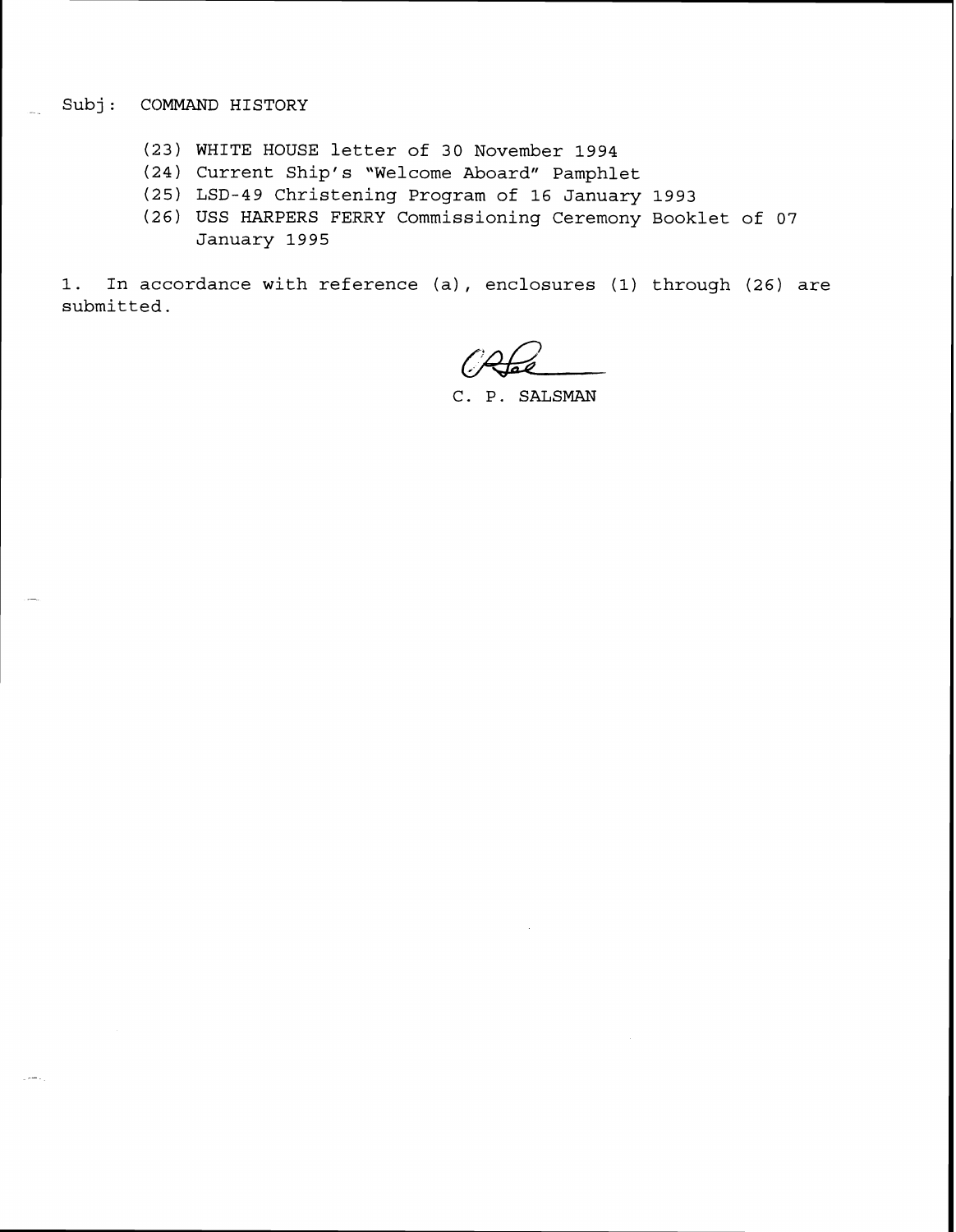Subj: COMMAND HISTORY

(23) WHITE HOUSE letter of 30 November 1994
(24) Current Ship's "Welcome Aboard" Pamphlet
(25) LSD-49 Christening Program of 16 January 1993
(26) USS HARPERS FERRY Commissioning Ceremony Booklet of 07 January 1995

1. In accordance with reference (a), enclosures (1) through (26) are submitted.

C. P. SALSMAN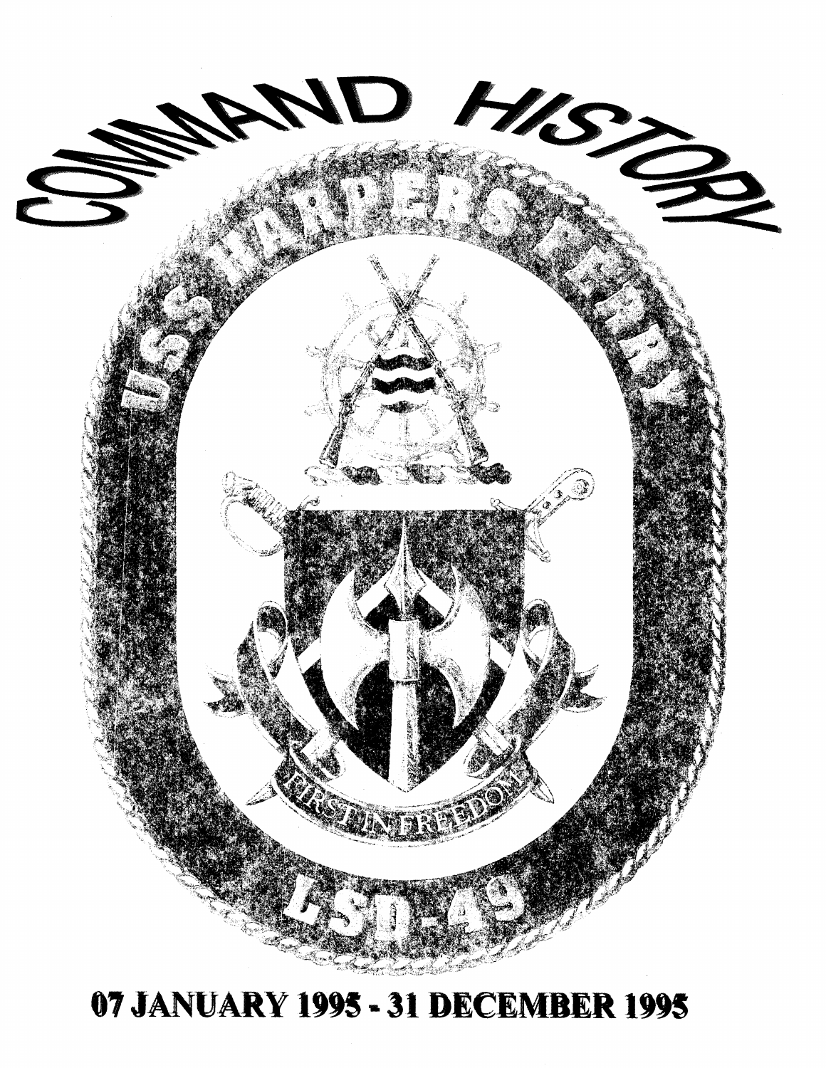# COMMAND HISTORY

USS HARPERS FERRY

FIRST IN FREEDOM

LSD-49

**07 JANUARY 1995 - 31 DECEMBER 1995**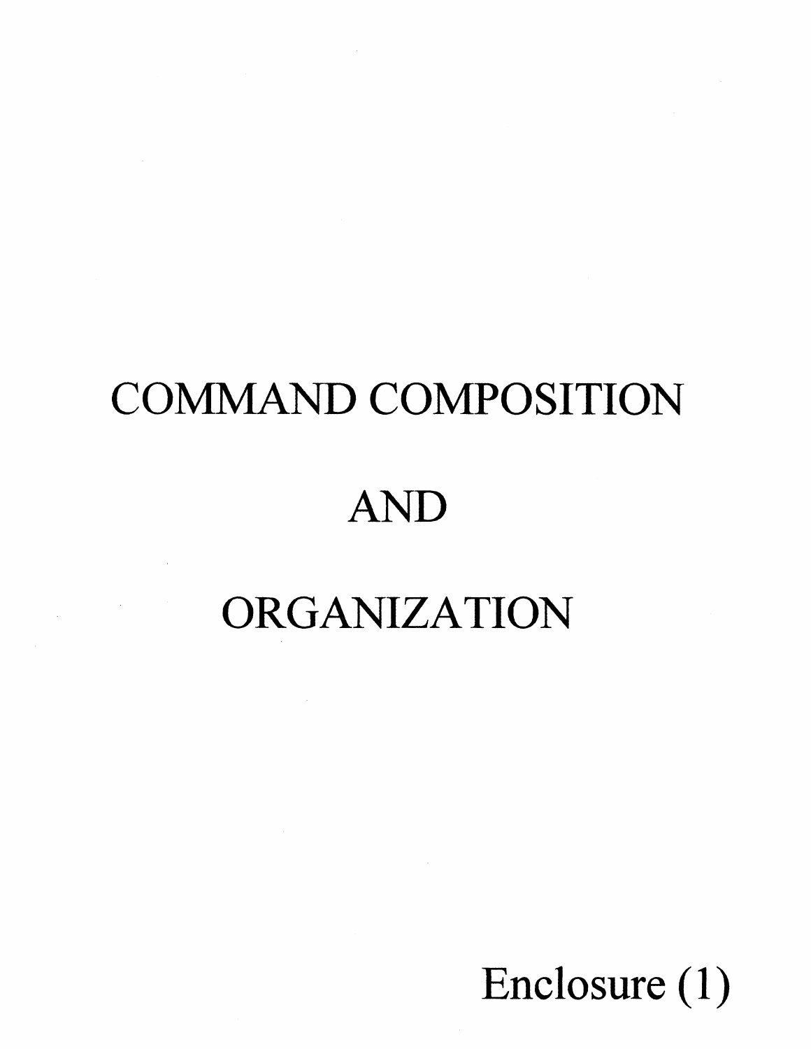# COMMAND COMPOSITION

# AND

# ORGANIZATION

Enclosure (1)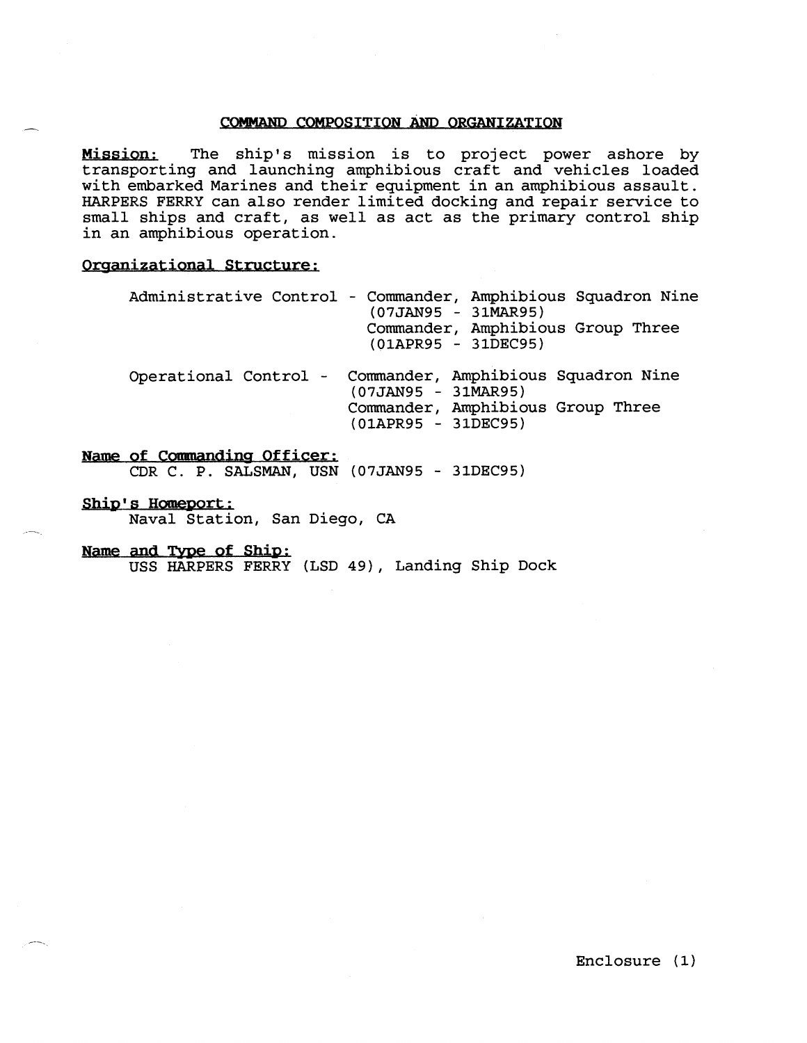## COMMAND COMPOSITION AND ORGANIZATION

**Mission:** The ship's mission is to project power ashore by transporting and launching amphibious craft and vehicles loaded with embarked Marines and their equipment in an amphibious assault. HARPERS FERRY can also render limited docking and repair service to small ships and craft, as well as act as the primary control ship in an amphibious operation.

**Organizational Structure:**

Administrative Control - Commander, Amphibious Squadron Nine (07JAN95 - 31MAR95)
Commander, Amphibious Group Three (01APR95 - 31DEC95)

Operational Control - Commander, Amphibious Squadron Nine (07JAN95 - 31MAR95)
Commander, Amphibious Group Three (01APR95 - 31DEC95)

**Name of Commanding Officer:**
CDR C. P. SALSMAN, USN (07JAN95 - 31DEC95)

**Ship's Homeport:**
Naval Station, San Diego, CA

**Name and Type of Ship:**
USS HARPERS FERRY (LSD 49), Landing Ship Dock

Enclosure (1)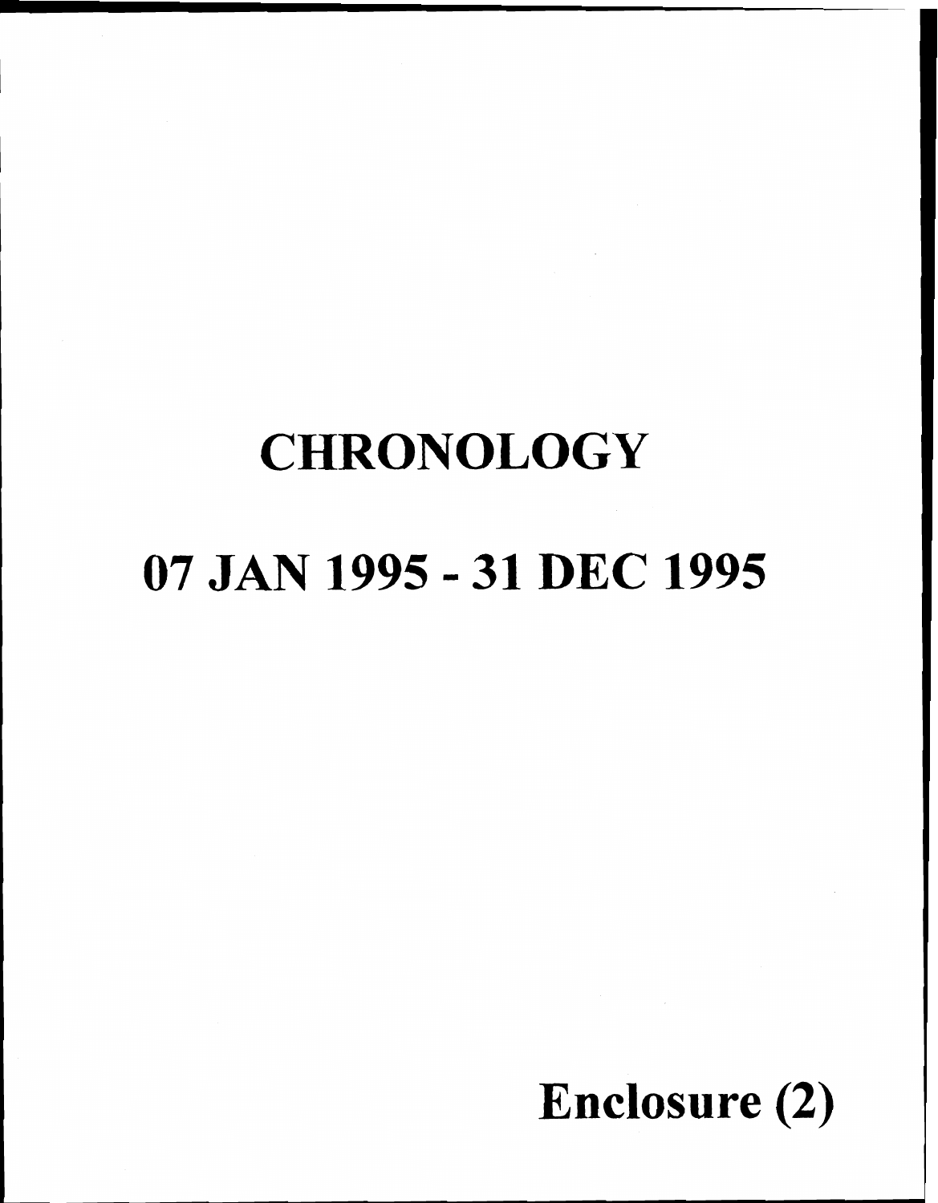# CHRONOLOGY

# 07 JAN 1995 - 31 DEC 1995

**Enclosure (2)**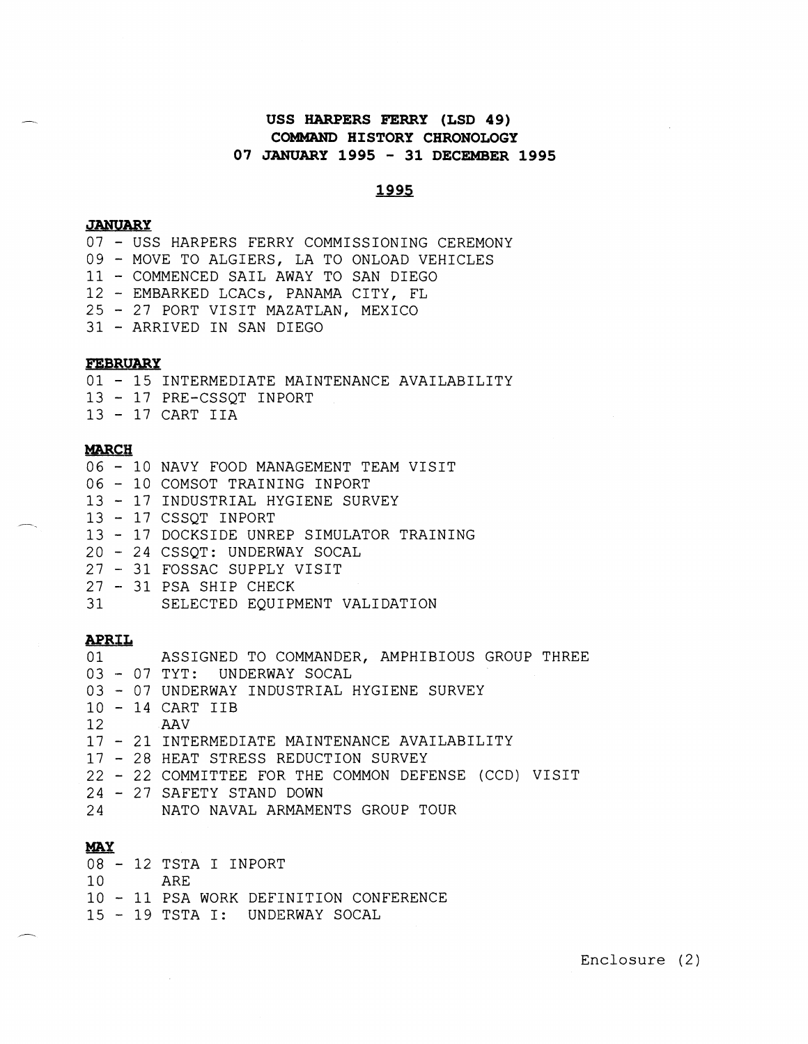# USS HARPERS FERRY (LSD 49)
# COMMAND HISTORY CHRONOLOGY
# 07 JANUARY 1995 - 31 DECEMBER 1995

## 1995

### JANUARY

07 - USS HARPERS FERRY COMMISSIONING CEREMONY
09 - MOVE TO ALGIERS, LA TO ONLOAD VEHICLES
11 - COMMENCED SAIL AWAY TO SAN DIEGO
12 - EMBARKED LCACs, PANAMA CITY, FL
25 - 27 PORT VISIT MAZATLAN, MEXICO
31 - ARRIVED IN SAN DIEGO

### FEBRUARY

01 - 15 INTERMEDIATE MAINTENANCE AVAILABILITY
13 - 17 PRE-CSSQT INPORT
13 - 17 CART IIA

### MARCH

06 - 10 NAVY FOOD MANAGEMENT TEAM VISIT
06 - 10 COMSOT TRAINING INPORT
13 - 17 INDUSTRIAL HYGIENE SURVEY
13 - 17 CSSQT INPORT
13 - 17 DOCKSIDE UNREP SIMULATOR TRAINING
20 - 24 CSSQT: UNDERWAY SOCAL
27 - 31 FOSSAC SUPPLY VISIT
27 - 31 PSA SHIP CHECK
31 SELECTED EQUIPMENT VALIDATION

### APRIL

01 ASSIGNED TO COMMANDER, AMPHIBIOUS GROUP THREE
03 - 07 TYT: UNDERWAY SOCAL
03 - 07 UNDERWAY INDUSTRIAL HYGIENE SURVEY
10 - 14 CART IIB
12 AAV
17 - 21 INTERMEDIATE MAINTENANCE AVAILABILITY
17 - 28 HEAT STRESS REDUCTION SURVEY
22 - 22 COMMITTEE FOR THE COMMON DEFENSE (CCD) VISIT
24 - 27 SAFETY STAND DOWN
24 NATO NAVAL ARMAMENTS GROUP TOUR

### MAY

08 - 12 TSTA I INPORT
10 ARE
10 - 11 PSA WORK DEFINITION CONFERENCE
15 - 19 TSTA I: UNDERWAY SOCAL

Enclosure (2)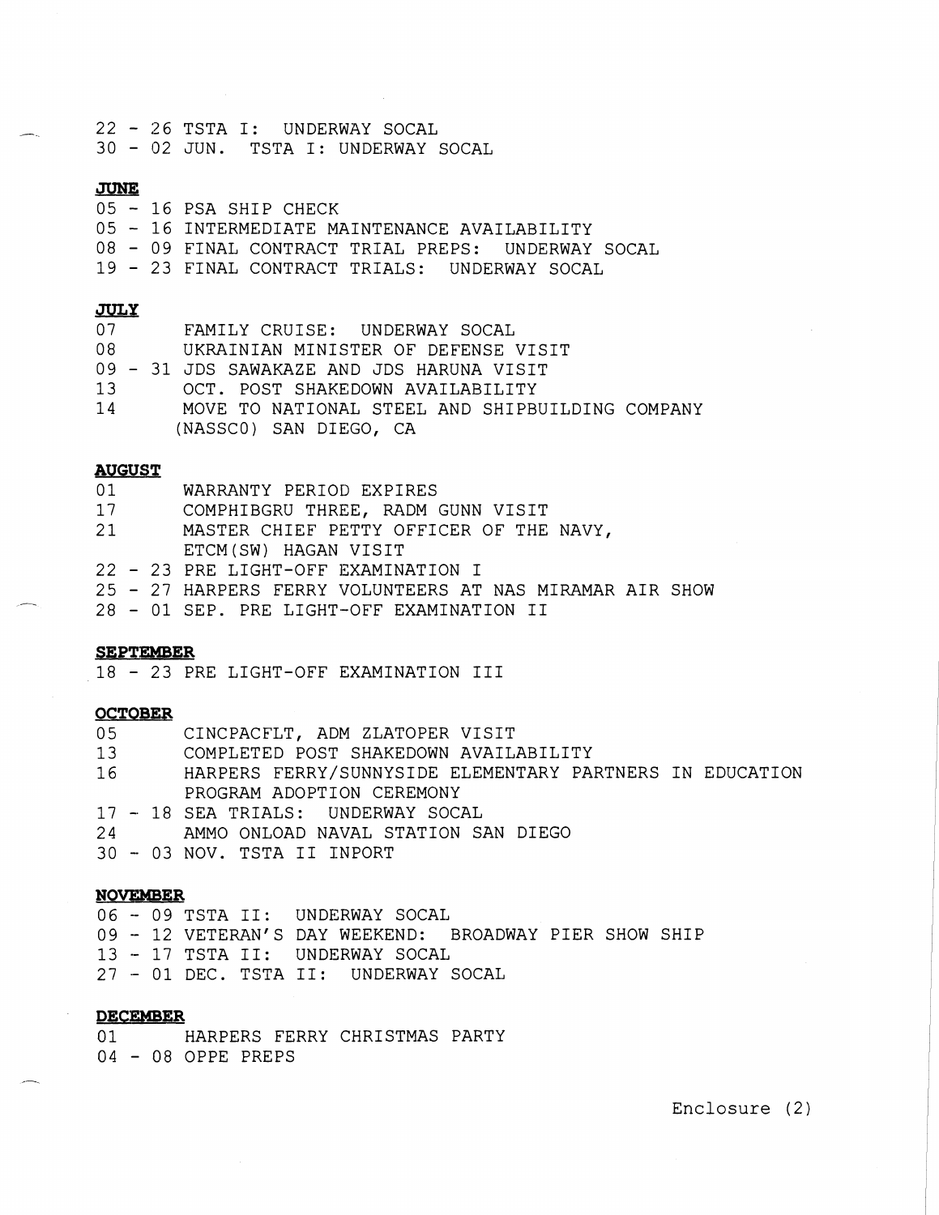22 - 26 TSTA I: UNDERWAY SOCAL
30 - 02 JUN. TSTA I: UNDERWAY SOCAL

**JUNE**

05 - 16 PSA SHIP CHECK
05 - 16 INTERMEDIATE MAINTENANCE AVAILABILITY
08 - 09 FINAL CONTRACT TRIAL PREPS: UNDERWAY SOCAL
19 - 23 FINAL CONTRACT TRIALS: UNDERWAY SOCAL

**JULY**

07 FAMILY CRUISE: UNDERWAY SOCAL
08 UKRAINIAN MINISTER OF DEFENSE VISIT
09 - 31 JDS SAWAKAZE AND JDS HARUNA VISIT
13 OCT. POST SHAKEDOWN AVAILABILITY
14 MOVE TO NATIONAL STEEL AND SHIPBUILDING COMPANY (NASSCO) SAN DIEGO, CA

**AUGUST**

01 WARRANTY PERIOD EXPIRES
17 COMPHIBGRU THREE, RADM GUNN VISIT
21 MASTER CHIEF PETTY OFFICER OF THE NAVY, ETCM(SW) HAGAN VISIT
22 - 23 PRE LIGHT-OFF EXAMINATION I
25 - 27 HARPERS FERRY VOLUNTEERS AT NAS MIRAMAR AIR SHOW
28 - 01 SEP. PRE LIGHT-OFF EXAMINATION II

**SEPTEMBER**

18 - 23 PRE LIGHT-OFF EXAMINATION III

**OCTOBER**

05 CINCPACFLT, ADM ZLATOPER VISIT
13 COMPLETED POST SHAKEDOWN AVAILABILITY
16 HARPERS FERRY/SUNNYSIDE ELEMENTARY PARTNERS IN EDUCATION PROGRAM ADOPTION CEREMONY
17 - 18 SEA TRIALS: UNDERWAY SOCAL
24 AMMO ONLOAD NAVAL STATION SAN DIEGO
30 - 03 NOV. TSTA II INPORT

**NOVEMBER**

06 - 09 TSTA II: UNDERWAY SOCAL
09 - 12 VETERAN'S DAY WEEKEND: BROADWAY PIER SHOW SHIP
13 - 17 TSTA II: UNDERWAY SOCAL
27 - 01 DEC. TSTA II: UNDERWAY SOCAL

**DECEMBER**

01 HARPERS FERRY CHRISTMAS PARTY
04 - 08 OPPE PREPS

Enclosure (2)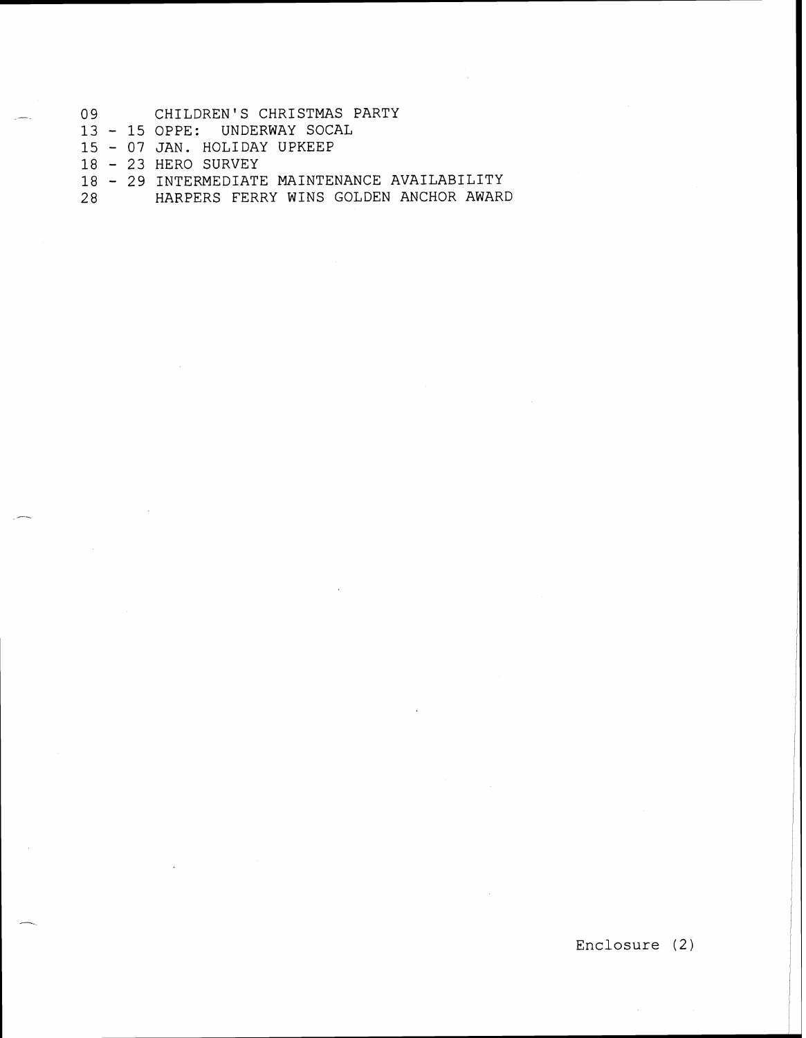09 CHILDREN'S CHRISTMAS PARTY
13 - 15 OPPE: UNDERWAY SOCAL
15 - 07 JAN. HOLIDAY UPKEEP
18 - 23 HERO SURVEY
18 - 29 INTERMEDIATE MAINTENANCE AVAILABILITY
28 HARPERS FERRY WINS GOLDEN ANCHOR AWARD

Enclosure (2)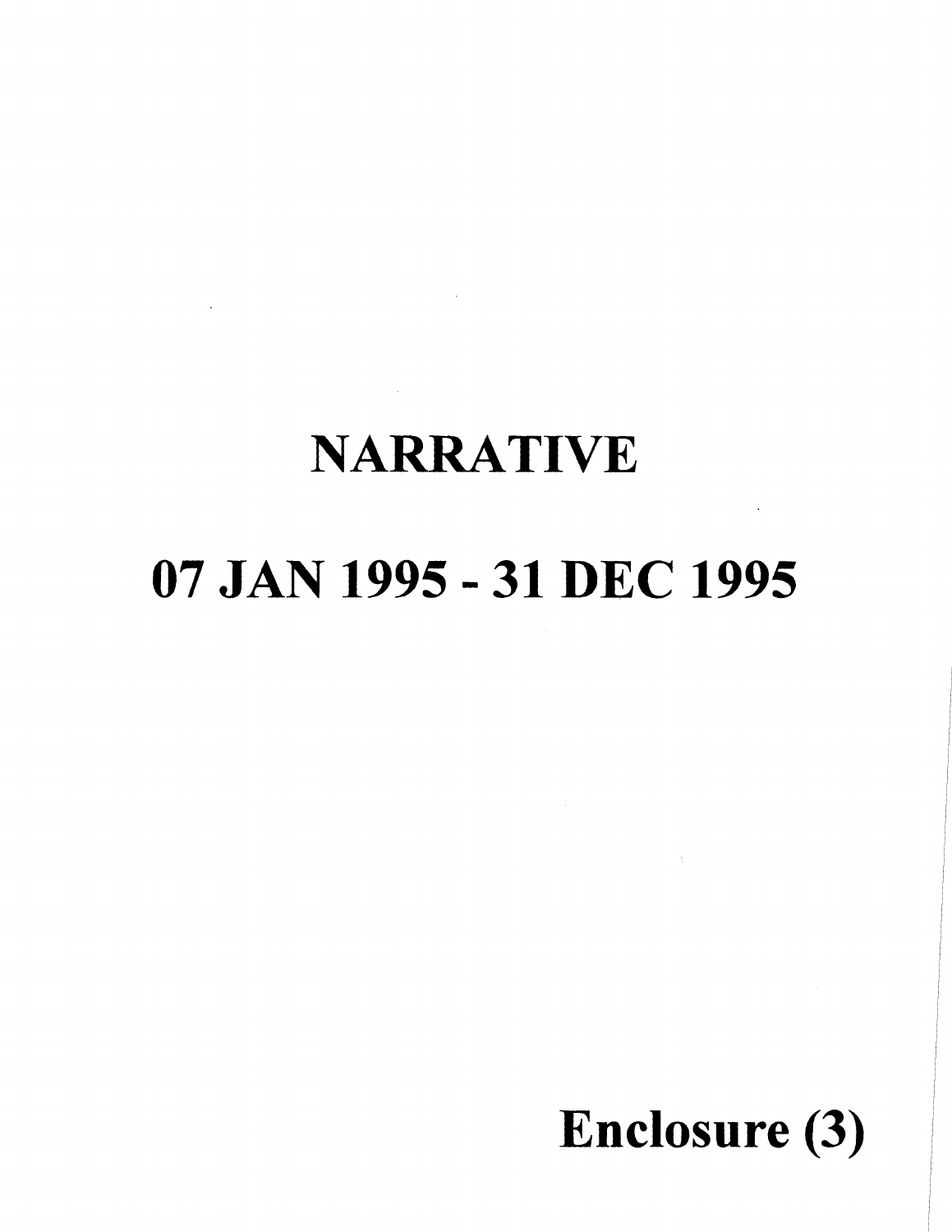# NARRATIVE

# 07 JAN 1995 - 31 DEC 1995

**Enclosure (3)**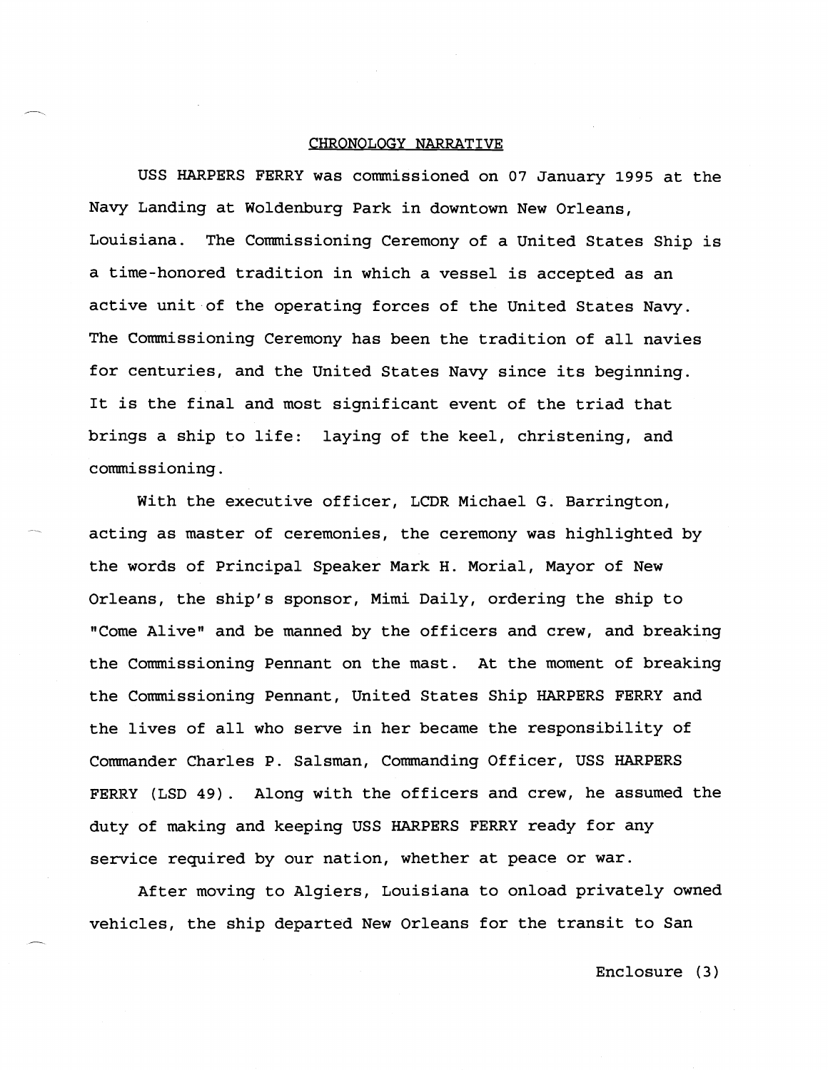# CHRONOLOGY NARRATIVE

USS HARPERS FERRY was commissioned on 07 January 1995 at the Navy Landing at Woldenburg Park in downtown New Orleans, Louisiana. The Commissioning Ceremony of a United States Ship is a time-honored tradition in which a vessel is accepted as an active unit of the operating forces of the United States Navy. The Commissioning Ceremony has been the tradition of all navies for centuries, and the United States Navy since its beginning. It is the final and most significant event of the triad that brings a ship to life: laying of the keel, christening, and commissioning.

With the executive officer, LCDR Michael G. Barrington, acting as master of ceremonies, the ceremony was highlighted by the words of Principal Speaker Mark H. Morial, Mayor of New Orleans, the ship's sponsor, Mimi Daily, ordering the ship to "Come Alive" and be manned by the officers and crew, and breaking the Commissioning Pennant on the mast. At the moment of breaking the Commissioning Pennant, United States Ship HARPERS FERRY and the lives of all who serve in her became the responsibility of Commander Charles P. Salsman, Commanding Officer, USS HARPERS FERRY (LSD 49). Along with the officers and crew, he assumed the duty of making and keeping USS HARPERS FERRY ready for any service required by our nation, whether at peace or war.

After moving to Algiers, Louisiana to onload privately owned vehicles, the ship departed New Orleans for the transit to San

Enclosure (3)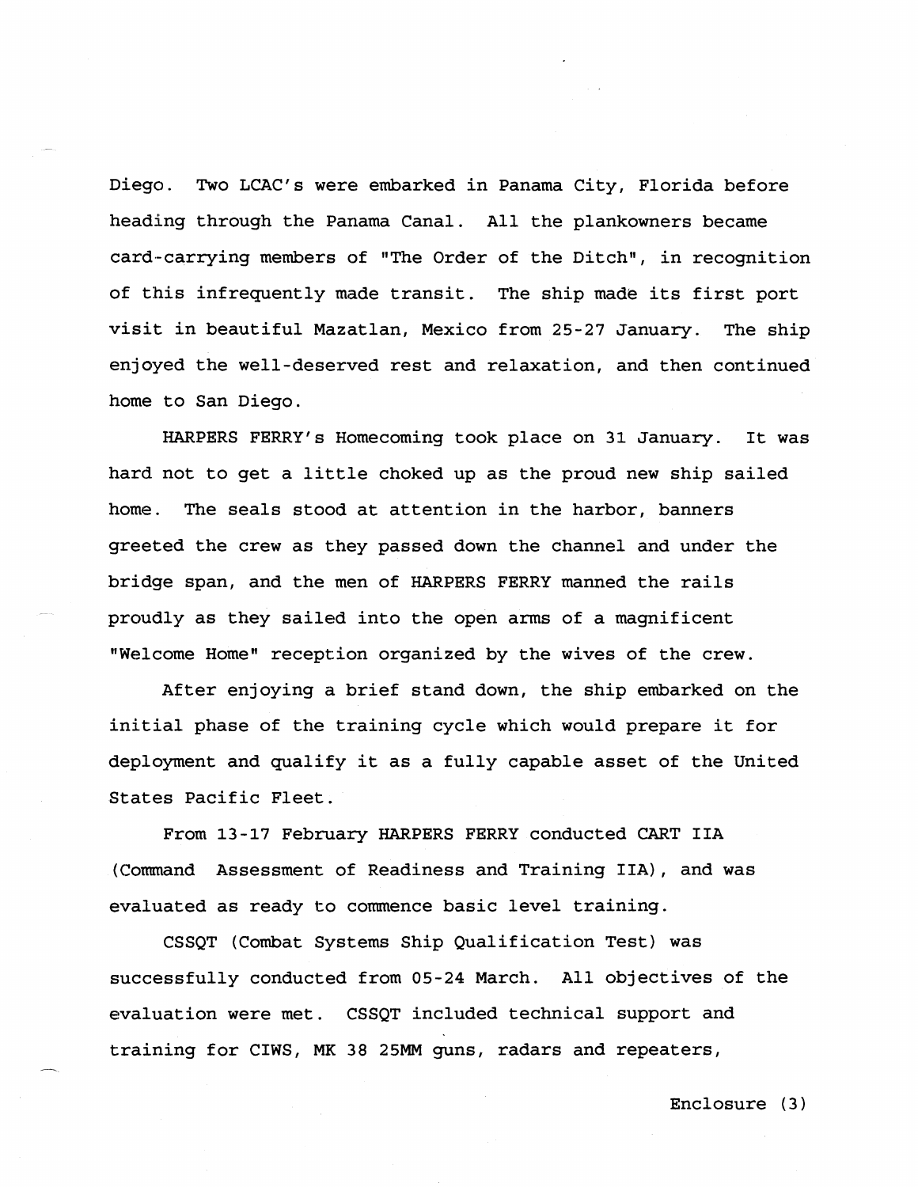Diego. Two LCAC's were embarked in Panama City, Florida before heading through the Panama Canal. All the plankowners became card-carrying members of "The Order of the Ditch", in recognition of this infrequently made transit. The ship made its first port visit in beautiful Mazatlan, Mexico from 25-27 January. The ship enjoyed the well-deserved rest and relaxation, and then continued home to San Diego.

HARPERS FERRY's Homecoming took place on 31 January. It was hard not to get a little choked up as the proud new ship sailed home. The seals stood at attention in the harbor, banners greeted the crew as they passed down the channel and under the bridge span, and the men of HARPERS FERRY manned the rails proudly as they sailed into the open arms of a magnificent "Welcome Home" reception organized by the wives of the crew.

After enjoying a brief stand down, the ship embarked on the initial phase of the training cycle which would prepare it for deployment and qualify it as a fully capable asset of the United States Pacific Fleet.

From 13-17 February HARPERS FERRY conducted CART IIA (Command Assessment of Readiness and Training IIA), and was evaluated as ready to commence basic level training.

CSSQT (Combat Systems Ship Qualification Test) was successfully conducted from 05-24 March. All objectives of the evaluation were met. CSSQT included technical support and training for CIWS, MK 38 25MM guns, radars and repeaters,

Enclosure (3)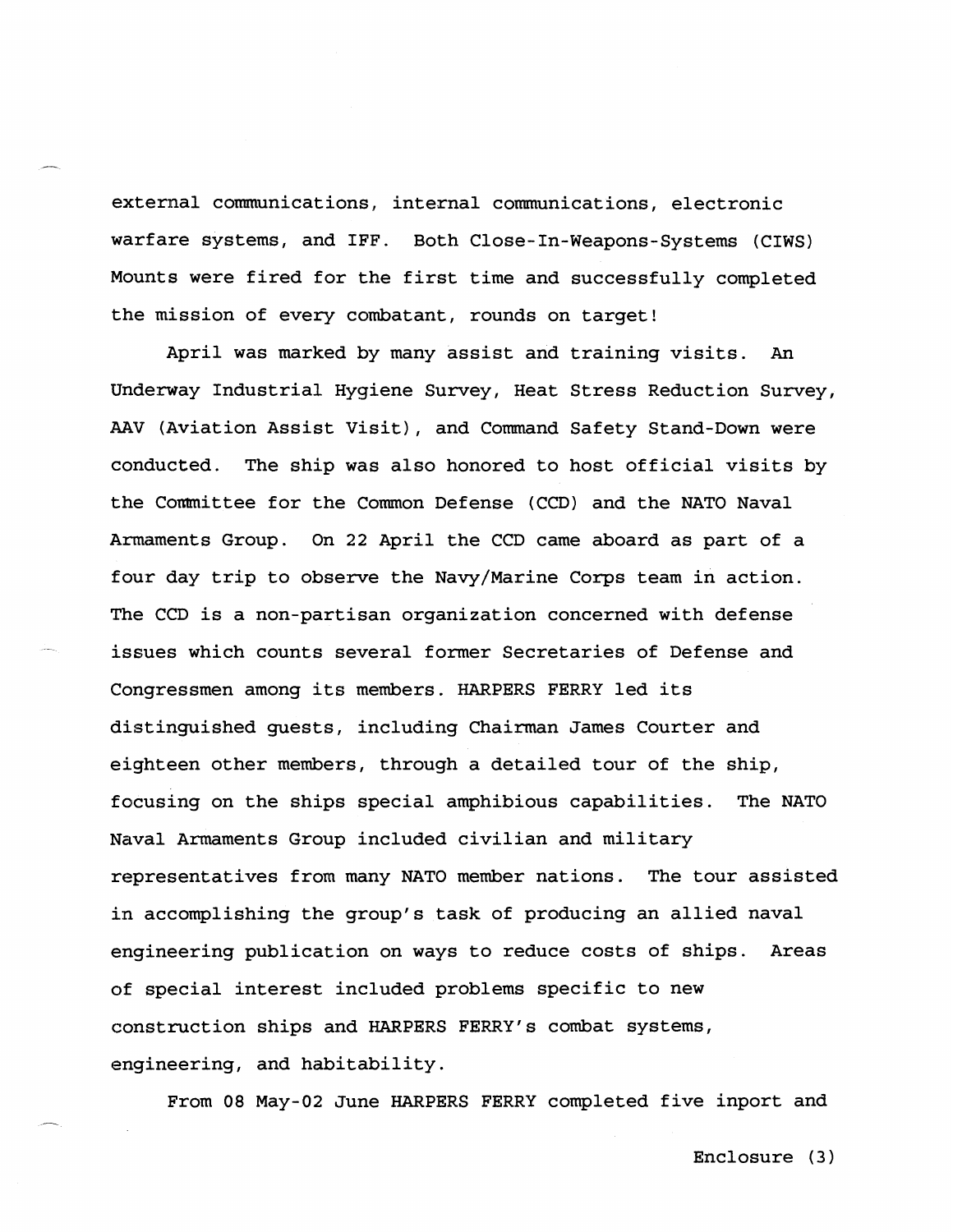external communications, internal communications, electronic warfare systems, and IFF. Both Close-In-Weapons-Systems (CIWS) Mounts were fired for the first time and successfully completed the mission of every combatant, rounds on target!

April was marked by many assist and training visits. An Underway Industrial Hygiene Survey, Heat Stress Reduction Survey, AAV (Aviation Assist Visit), and Command Safety Stand-Down were conducted. The ship was also honored to host official visits by the Committee for the Common Defense (CCD) and the NATO Naval Armaments Group. On 22 April the CCD came aboard as part of a four day trip to observe the Navy/Marine Corps team in action. The CCD is a non-partisan organization concerned with defense issues which counts several former Secretaries of Defense and Congressmen among its members. HARPERS FERRY led its distinguished guests, including Chairman James Courter and eighteen other members, through a detailed tour of the ship, focusing on the ships special amphibious capabilities. The NATO Naval Armaments Group included civilian and military representatives from many NATO member nations. The tour assisted in accomplishing the group's task of producing an allied naval engineering publication on ways to reduce costs of ships. Areas of special interest included problems specific to new construction ships and HARPERS FERRY's combat systems, engineering, and habitability.

From 08 May-02 June HARPERS FERRY completed five inport and

Enclosure (3)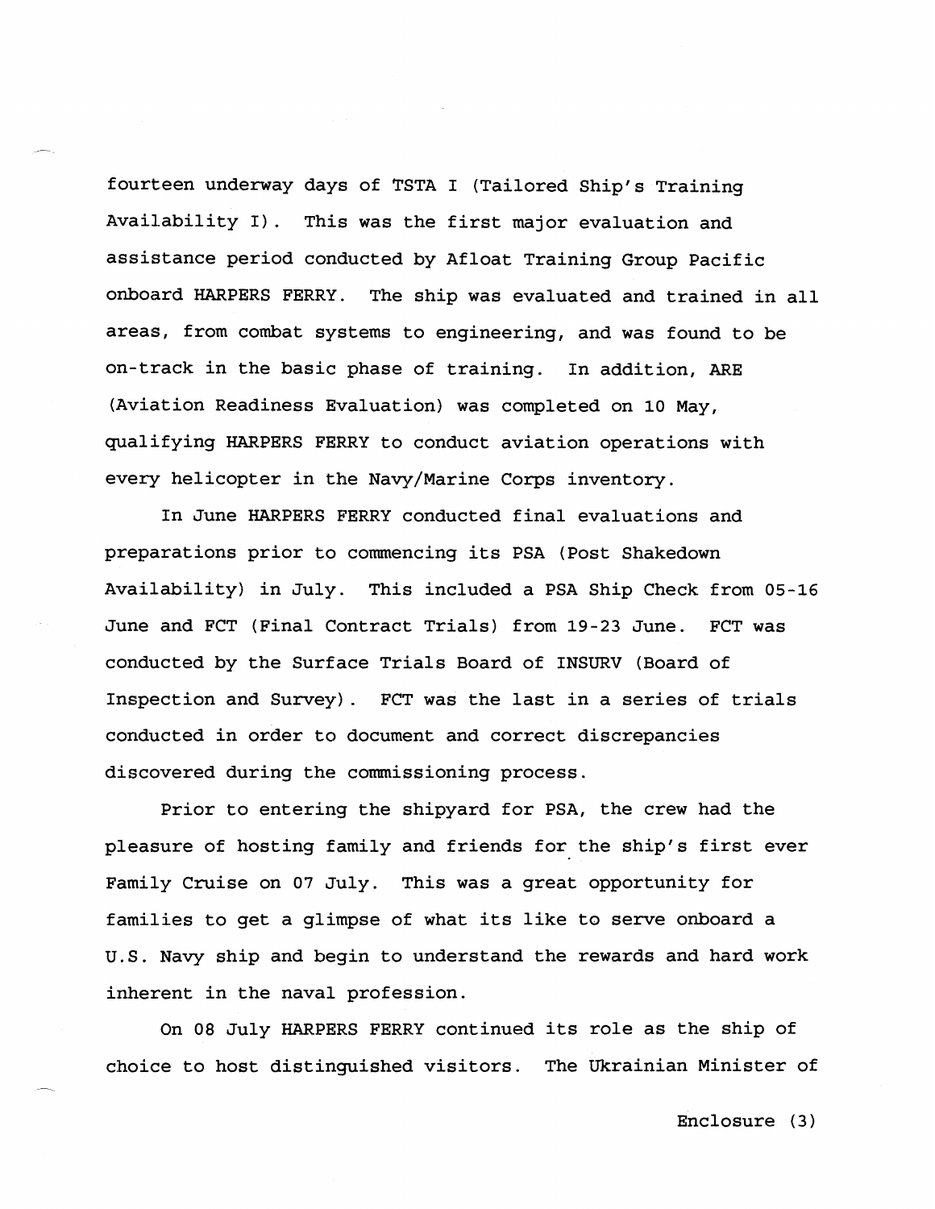fourteen underway days of TSTA I (Tailored Ship's Training Availability I). This was the first major evaluation and assistance period conducted by Afloat Training Group Pacific onboard HARPERS FERRY. The ship was evaluated and trained in all areas, from combat systems to engineering, and was found to be on-track in the basic phase of training. In addition, ARE (Aviation Readiness Evaluation) was completed on 10 May, qualifying HARPERS FERRY to conduct aviation operations with every helicopter in the Navy/Marine Corps inventory.

In June HARPERS FERRY conducted final evaluations and preparations prior to commencing its PSA (Post Shakedown Availability) in July. This included a PSA Ship Check from 05-16 June and FCT (Final Contract Trials) from 19-23 June. FCT was conducted by the Surface Trials Board of INSURV (Board of Inspection and Survey). FCT was the last in a series of trials conducted in order to document and correct discrepancies discovered during the commissioning process.

Prior to entering the shipyard for PSA, the crew had the pleasure of hosting family and friends for the ship's first ever Family Cruise on 07 July. This was a great opportunity for families to get a glimpse of what its like to serve onboard a U.S. Navy ship and begin to understand the rewards and hard work inherent in the naval profession.

On 08 July HARPERS FERRY continued its role as the ship of choice to host distinguished visitors. The Ukrainian Minister of

Enclosure (3)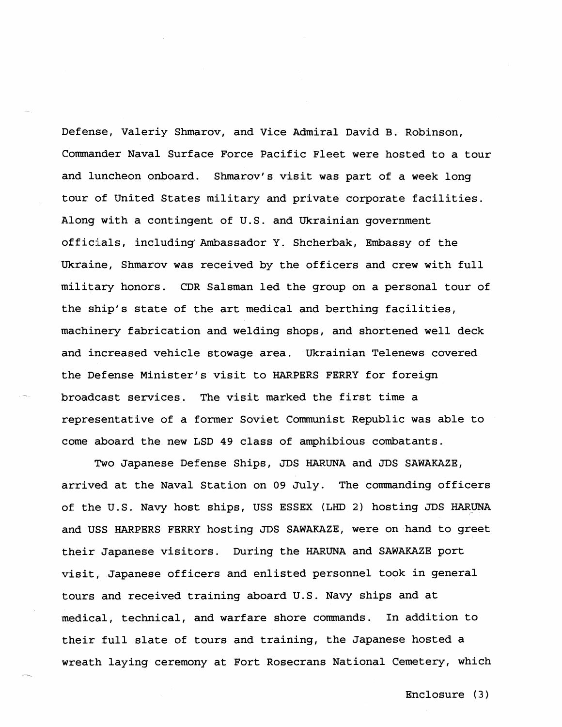Defense, Valeriy Shmarov, and Vice Admiral David B. Robinson, Commander Naval Surface Force Pacific Fleet were hosted to a tour and luncheon onboard. Shmarov's visit was part of a week long tour of United States military and private corporate facilities. Along with a contingent of U.S. and Ukrainian government officials, including Ambassador Y. Shcherbak, Embassy of the Ukraine, Shmarov was received by the officers and crew with full military honors. CDR Salsman led the group on a personal tour of the ship's state of the art medical and berthing facilities, machinery fabrication and welding shops, and shortened well deck and increased vehicle stowage area. Ukrainian Telenews covered the Defense Minister's visit to HARPERS FERRY for foreign broadcast services. The visit marked the first time a representative of a former Soviet Communist Republic was able to come aboard the new LSD 49 class of amphibious combatants.

Two Japanese Defense Ships, JDS HARUNA and JDS SAWAKAZE, arrived at the Naval Station on 09 July. The commanding officers of the U.S. Navy host ships, USS ESSEX (LHD 2) hosting JDS HARUNA and USS HARPERS FERRY hosting JDS SAWAKAZE, were on hand to greet their Japanese visitors. During the HARUNA and SAWAKAZE port visit, Japanese officers and enlisted personnel took in general tours and received training aboard U.S. Navy ships and at medical, technical, and warfare shore commands. In addition to their full slate of tours and training, the Japanese hosted a wreath laying ceremony at Fort Rosecrans National Cemetery, which

Enclosure (3)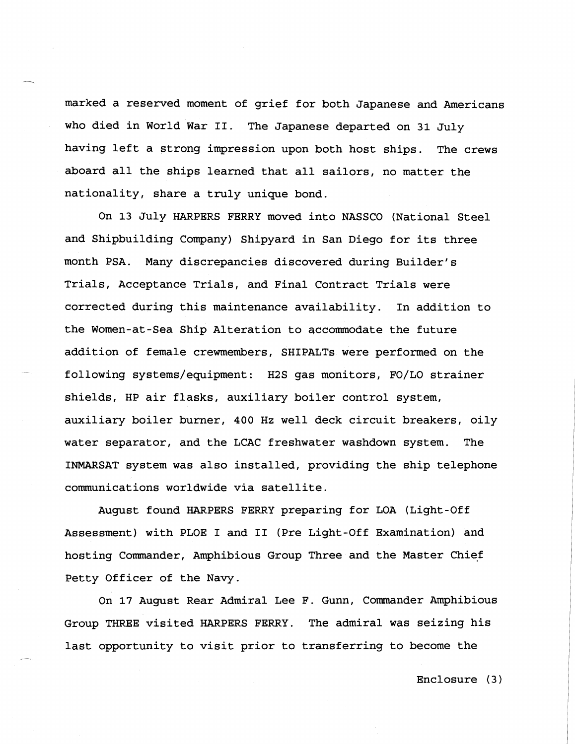marked a reserved moment of grief for both Japanese and Americans who died in World War II. The Japanese departed on 31 July having left a strong impression upon both host ships. The crews aboard all the ships learned that all sailors, no matter the nationality, share a truly unique bond.

On 13 July HARPERS FERRY moved into NASSCO (National Steel and Shipbuilding Company) Shipyard in San Diego for its three month PSA. Many discrepancies discovered during Builder's Trials, Acceptance Trials, and Final Contract Trials were corrected during this maintenance availability. In addition to the Women-at-Sea Ship Alteration to accommodate the future addition of female crewmembers, SHIPALTs were performed on the following systems/equipment: H2S gas monitors, FO/LO strainer shields, HP air flasks, auxiliary boiler control system, auxiliary boiler burner, 400 Hz well deck circuit breakers, oily water separator, and the LCAC freshwater washdown system. The INMARSAT system was also installed, providing the ship telephone communications worldwide via satellite.

August found HARPERS FERRY preparing for LOA (Light-Off Assessment) with PLOE I and II (Pre Light-Off Examination) and hosting Commander, Amphibious Group Three and the Master Chief Petty Officer of the Navy.

On 17 August Rear Admiral Lee F. Gunn, Commander Amphibious Group THREE visited HARPERS FERRY. The admiral was seizing his last opportunity to visit prior to transferring to become the

Enclosure (3)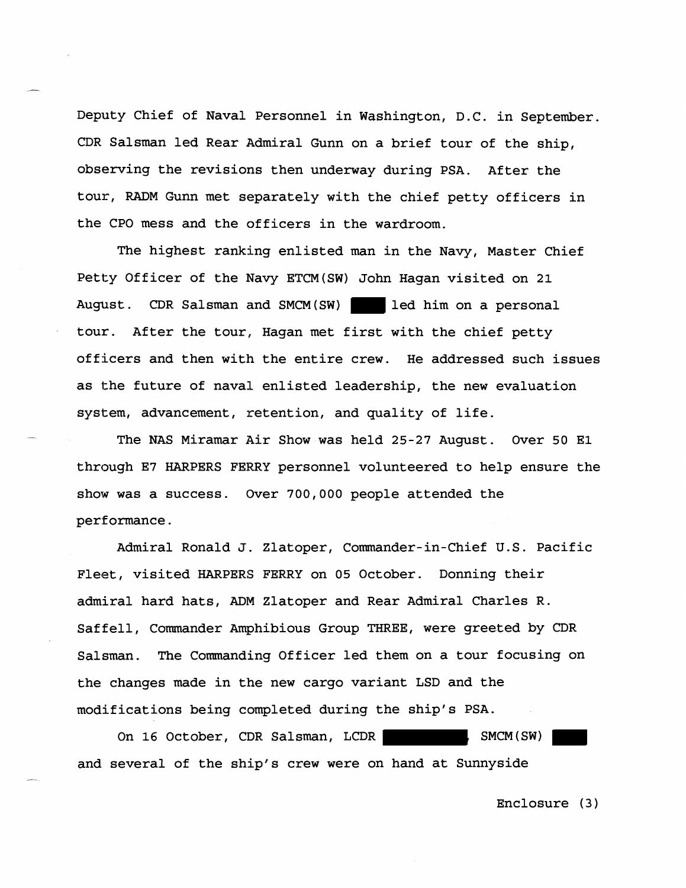Deputy Chief of Naval Personnel in Washington, D.C. in September. CDR Salsman led Rear Admiral Gunn on a brief tour of the ship, observing the revisions then underway during PSA. After the tour, RADM Gunn met separately with the chief petty officers in the CPO mess and the officers in the wardroom.

The highest ranking enlisted man in the Navy, Master Chief Petty Officer of the Navy ETCM(SW) John Hagan visited on 21 August. CDR Salsman and SMCM(SW) ████ led him on a personal tour. After the tour, Hagan met first with the chief petty officers and then with the entire crew. He addressed such issues as the future of naval enlisted leadership, the new evaluation system, advancement, retention, and quality of life.

The NAS Miramar Air Show was held 25-27 August. Over 50 E1 through E7 HARPERS FERRY personnel volunteered to help ensure the show was a success. Over 700,000 people attended the performance.

Admiral Ronald J. Zlatoper, Commander-in-Chief U.S. Pacific Fleet, visited HARPERS FERRY on 05 October. Donning their admiral hard hats, ADM Zlatoper and Rear Admiral Charles R. Saffell, Commander Amphibious Group THREE, were greeted by CDR Salsman. The Commanding Officer led them on a tour focusing on the changes made in the new cargo variant LSD and the modifications being completed during the ship's PSA.

On 16 October, CDR Salsman, LCDR ████████, SMCM(SW) ████ and several of the ship's crew were on hand at Sunnyside

Enclosure (3)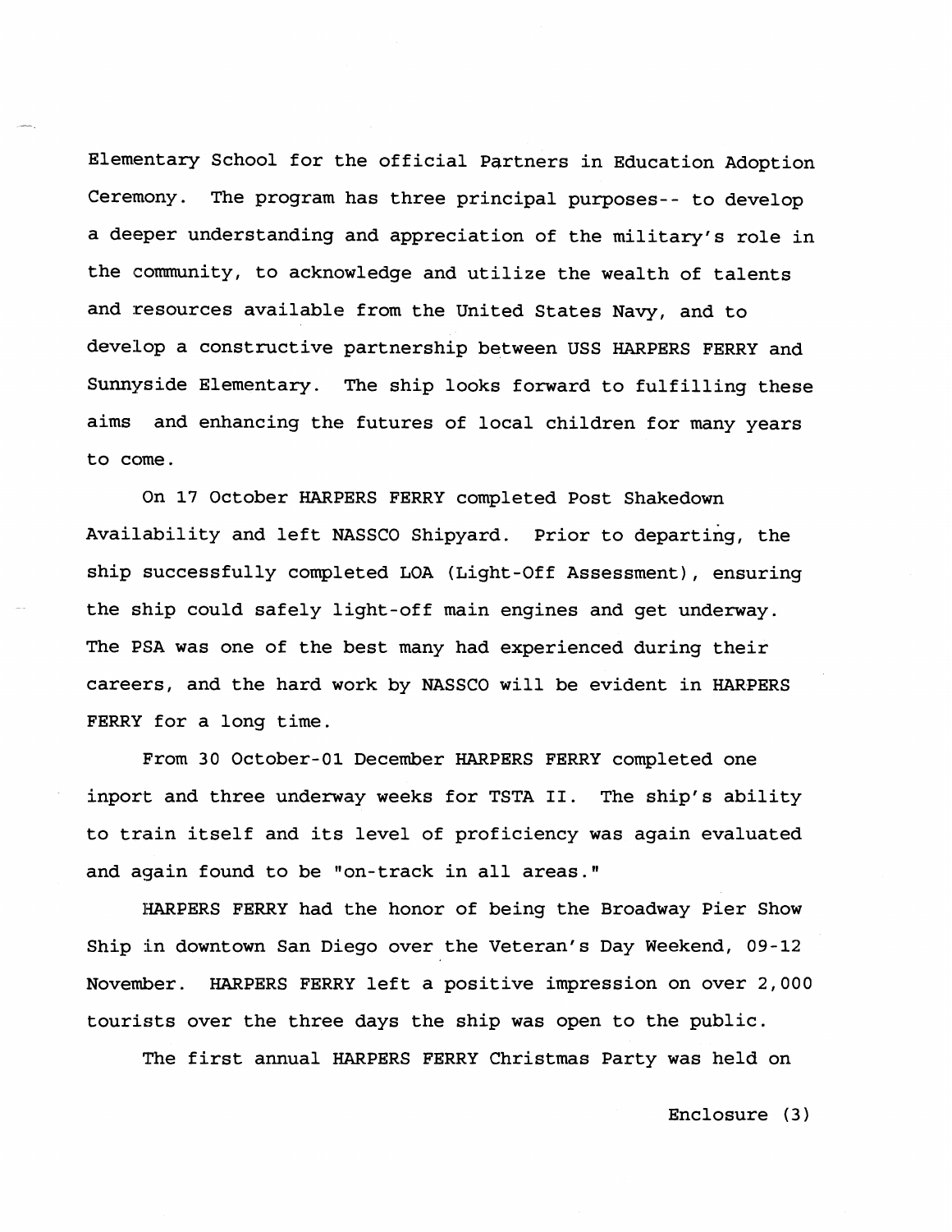Elementary School for the official Partners in Education Adoption Ceremony. The program has three principal purposes-- to develop a deeper understanding and appreciation of the military's role in the community, to acknowledge and utilize the wealth of talents and resources available from the United States Navy, and to develop a constructive partnership between USS HARPERS FERRY and Sunnyside Elementary. The ship looks forward to fulfilling these aims and enhancing the futures of local children for many years to come.

On 17 October HARPERS FERRY completed Post Shakedown Availability and left NASSCO Shipyard. Prior to departing, the ship successfully completed LOA (Light-Off Assessment), ensuring the ship could safely light-off main engines and get underway. The PSA was one of the best many had experienced during their careers, and the hard work by NASSCO will be evident in HARPERS FERRY for a long time.

From 30 October-01 December HARPERS FERRY completed one inport and three underway weeks for TSTA II. The ship's ability to train itself and its level of proficiency was again evaluated and again found to be "on-track in all areas."

HARPERS FERRY had the honor of being the Broadway Pier Show Ship in downtown San Diego over the Veteran's Day Weekend, 09-12 November. HARPERS FERRY left a positive impression on over 2,000 tourists over the three days the ship was open to the public.

The first annual HARPERS FERRY Christmas Party was held on

Enclosure (3)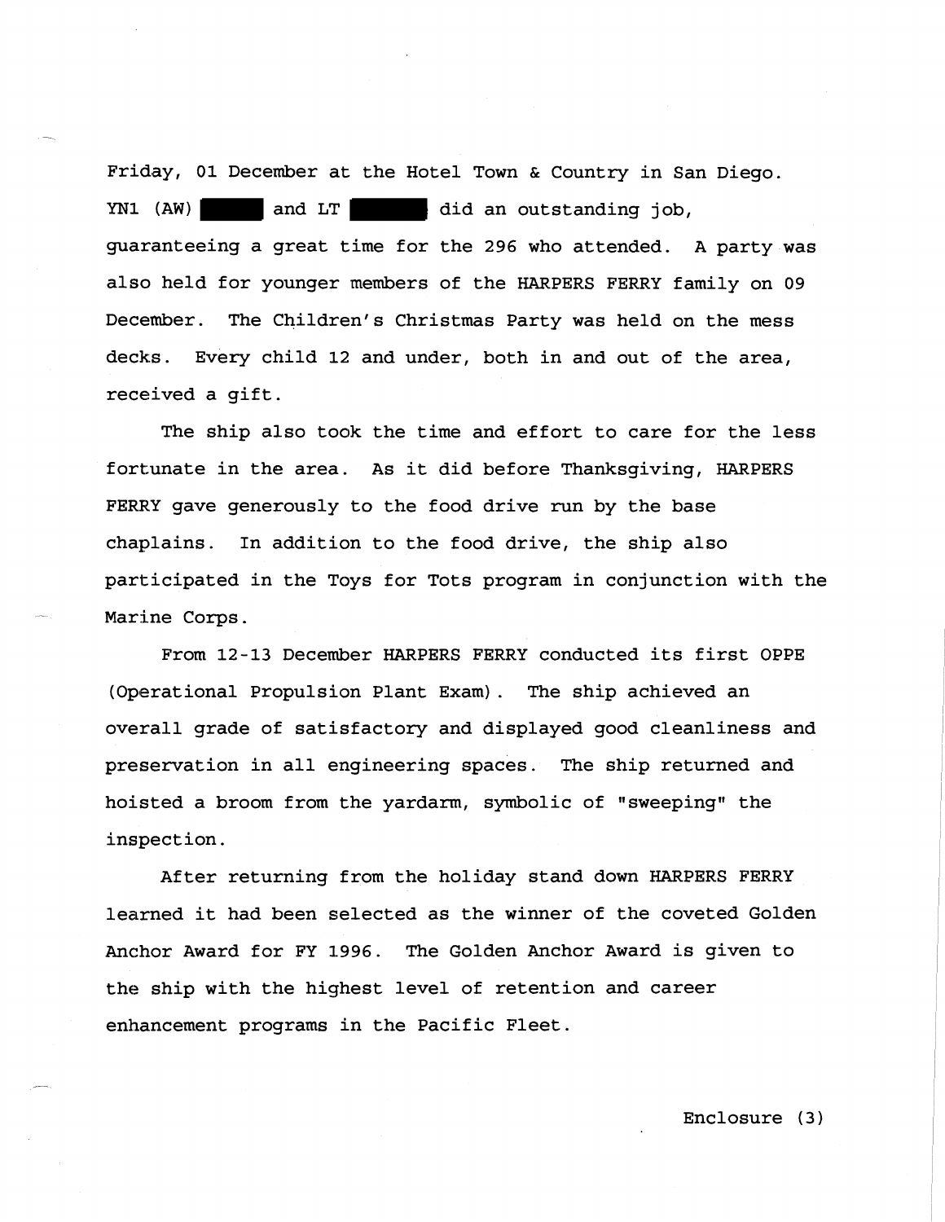Friday, 01 December at the Hotel Town & Country in San Diego. YN1 (AW) ████ and LT █████ did an outstanding job, guaranteeing a great time for the 296 who attended. A party was also held for younger members of the HARPERS FERRY family on 09 December. The Children's Christmas Party was held on the mess decks. Every child 12 and under, both in and out of the area, received a gift.

The ship also took the time and effort to care for the less fortunate in the area. As it did before Thanksgiving, HARPERS FERRY gave generously to the food drive run by the base chaplains. In addition to the food drive, the ship also participated in the Toys for Tots program in conjunction with the Marine Corps.

From 12-13 December HARPERS FERRY conducted its first OPPE (Operational Propulsion Plant Exam). The ship achieved an overall grade of satisfactory and displayed good cleanliness and preservation in all engineering spaces. The ship returned and hoisted a broom from the yardarm, symbolic of "sweeping" the inspection.

After returning from the holiday stand down HARPERS FERRY learned it had been selected as the winner of the coveted Golden Anchor Award for FY 1996. The Golden Anchor Award is given to the ship with the highest level of retention and career enhancement programs in the Pacific Fleet.

Enclosure (3)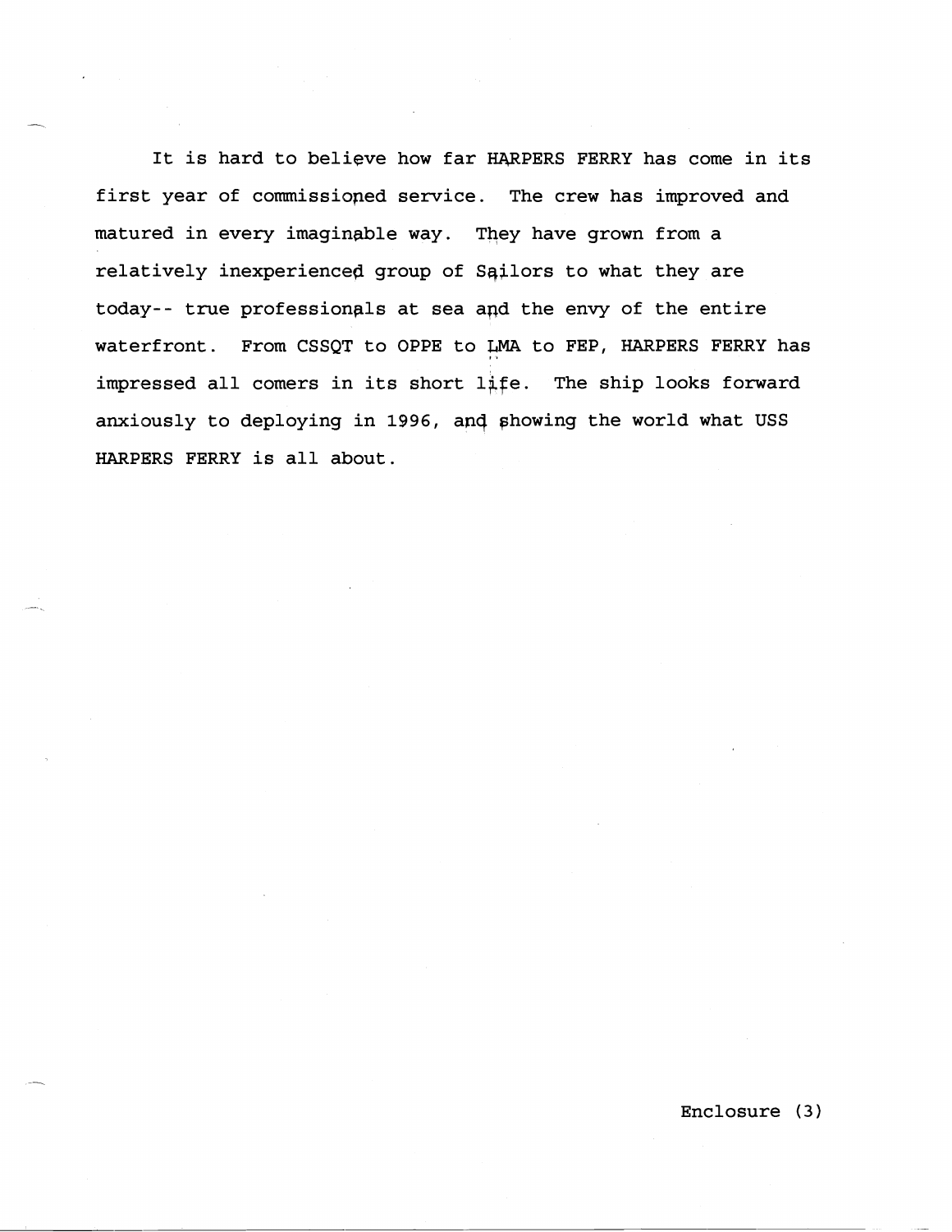It is hard to believe how far HARPERS FERRY has come in its first year of commissioned service. The crew has improved and matured in every imaginable way. They have grown from a relatively inexperienced group of Sailors to what they are today-- true professionals at sea and the envy of the entire waterfront. From CSSQT to OPPE to LMA to FEP, HARPERS FERRY has impressed all comers in its short life. The ship looks forward anxiously to deploying in 1996, and showing the world what USS HARPERS FERRY is all about.

Enclosure (3)